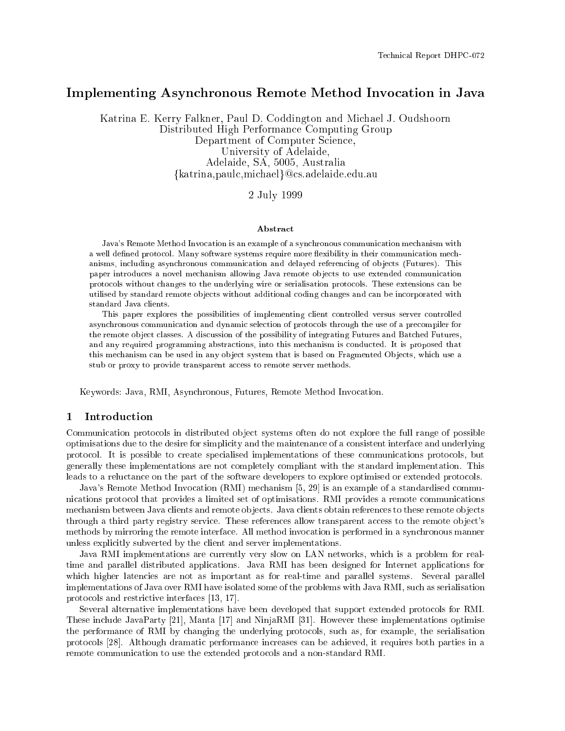Technical Report DHPC-072

# Implementing Asynchronous Remote Method Invocation in Java

Katrina E. Kerry Falkner, Paul D. Coddington and Michael J. Oudshoorn
Distributed High Performance Computing Group
Department of Computer Science,
University of Adelaide,
Adelaide, SA, 5005, Australia
{katrina,paulc,michael}@cs.adelaide.edu.au

2 July 1999

### Abstract

Java's Remote Method Invocation is an example of a synchronous communication mechanism with a well defined protocol. Many software systems require more flexibility in their communication mechanisms, including asynchronous communication and delayed referencing of objects (Futures). This paper introduces a novel mechanism allowing Java remote objects to use extended communication protocols without changes to the underlying wire or serialisation protocols. These extensions can be utilised by standard remote objects without additional coding changes and can be incorporated with standard Java clients.

This paper explores the possibilities of implementing client controlled versus server controlled asynchronous communication and dynamic selection of protocols through the use of a precompiler for the remote object classes. A discussion of the possibility of integrating Futures and Batched Futures, and any required programming abstractions, into this mechanism is conducted. It is proposed that this mechanism can be used in any object system that is based on Fragmented Objects, which use a stub or proxy to provide transparent access to remote server methods.

Keywords: Java, RMI, Asynchronous, Futures, Remote Method Invocation.

## 1 Introduction

Communication protocols in distributed object systems often do not explore the full range of possible optimisations due to the desire for simplicity and the maintenance of a consistent interface and underlying protocol. It is possible to create specialised implementations of these communications protocols, but generally these implementations are not completely compliant with the standard implementation. This leads to a reluctance on the part of the software developers to explore optimised or extended protocols.

Java's Remote Method Invocation (RMI) mechanism [5, 29] is an example of a standardised communications protocol that provides a limited set of optimisations. RMI provides a remote communications mechanism between Java clients and remote objects. Java clients obtain references to these remote objects through a third party registry service. These references allow transparent access to the remote object's methods by mirroring the remote interface. All method invocation is performed in a synchronous manner unless explicitly subverted by the client and server implementations.

Java RMI implementations are currently very slow on LAN networks, which is a problem for real-time and parallel distributed applications. Java RMI has been designed for Internet applications for which higher latencies are not as important as for real-time and parallel systems. Several parallel implementations of Java over RMI have isolated some of the problems with Java RMI, such as serialisation protocols and restrictive interfaces [13, 17].

Several alternative implementations have been developed that support extended protocols for RMI. These include JavaParty [21], Manta [17] and NinjaRMI [31]. However these implementations optimise the performance of RMI by changing the underlying protocols, such as, for example, the serialisation protocols [28]. Although dramatic performance increases can be achieved, it requires both parties in a remote communication to use the extended protocols and a non-standard RMI.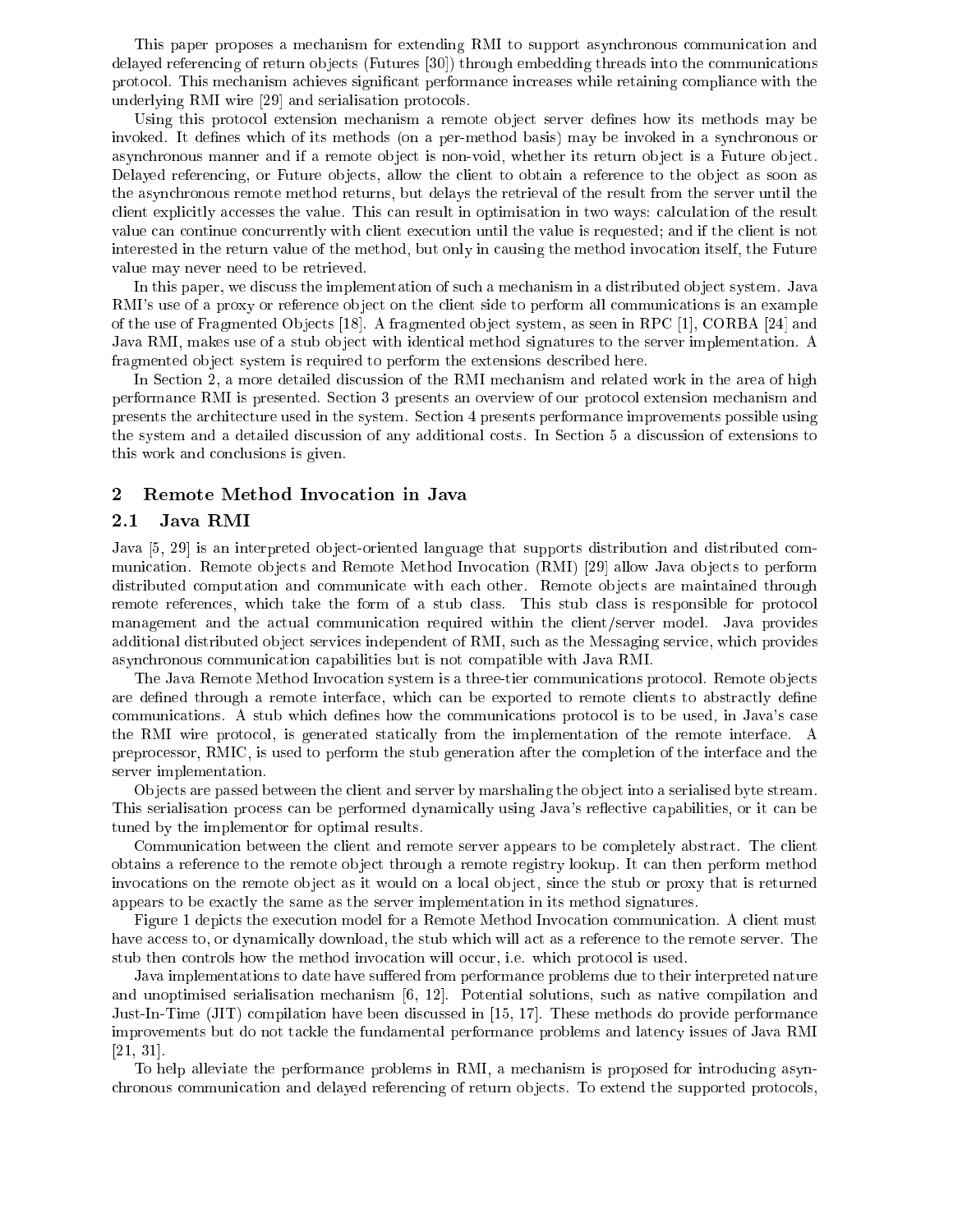This paper proposes a mechanism for extending RMI to support asynchronous communication and delayed referencing of return objects (Futures [30]) through embedding threads into the communications protocol. This mechanism achieves significant performance increases while retaining compliance with the underlying RMI wire [29] and serialisation protocols.

Using this protocol extension mechanism a remote object server defines how its methods may be invoked. It defines which of its methods (on a per-method basis) may be invoked in a synchronous or asynchronous manner and if a remote object is non-void, whether its return object is a Future object. Delayed referencing, or Future objects, allow the client to obtain a reference to the object as soon as the asynchronous remote method returns, but delays the retrieval of the result from the server until the client explicitly accesses the value. This can result in optimisation in two ways: calculation of the result value can continue concurrently with client execution until the value is requested; and if the client is not interested in the return value of the method, but only in causing the method invocation itself, the Future value may never need to be retrieved.

In this paper, we discuss the implementation of such a mechanism in a distributed object system. Java RMI's use of a proxy or reference object on the client side to perform all communications is an example of the use of Fragmented Objects [18]. A fragmented object system, as seen in RPC [1], CORBA [24] and Java RMI, makes use of a stub object with identical method signatures to the server implementation. A fragmented object system is required to perform the extensions described here.

In Section 2, a more detailed discussion of the RMI mechanism and related work in the area of high performance RMI is presented. Section 3 presents an overview of our protocol extension mechanism and presents the architecture used in the system. Section 4 presents performance improvements possible using the system and a detailed discussion of any additional costs. In Section 5 a discussion of extensions to this work and conclusions is given.

## 2 Remote Method Invocation in Java

### 2.1 Java RMI

Java [5, 29] is an interpreted object-oriented language that supports distribution and distributed communication. Remote objects and Remote Method Invocation (RMI) [29] allow Java objects to perform distributed computation and communicate with each other. Remote objects are maintained through remote references, which take the form of a stub class. This stub class is responsible for protocol management and the actual communication required within the client/server model. Java provides additional distributed object services independent of RMI, such as the Messaging service, which provides asynchronous communication capabilities but is not compatible with Java RMI.

The Java Remote Method Invocation system is a three-tier communications protocol. Remote objects are defined through a remote interface, which can be exported to remote clients to abstractly define communications. A stub which defines how the communications protocol is to be used, in Java's case the RMI wire protocol, is generated statically from the implementation of the remote interface. A preprocessor, RMIC, is used to perform the stub generation after the completion of the interface and the server implementation.

Objects are passed between the client and server by marshaling the object into a serialised byte stream. This serialisation process can be performed dynamically using Java's reflective capabilities, or it can be tuned by the implementor for optimal results.

Communication between the client and remote server appears to be completely abstract. The client obtains a reference to the remote object through a remote registry lookup. It can then perform method invocations on the remote object as it would on a local object, since the stub or proxy that is returned appears to be exactly the same as the server implementation in its method signatures.

Figure 1 depicts the execution model for a Remote Method Invocation communication. A client must have access to, or dynamically download, the stub which will act as a reference to the remote server. The stub then controls how the method invocation will occur, i.e. which protocol is used.

Java implementations to date have suffered from performance problems due to their interpreted nature and unoptimised serialisation mechanism [6, 12]. Potential solutions, such as native compilation and Just-In-Time (JIT) compilation have been discussed in [15, 17]. These methods do provide performance improvements but do not tackle the fundamental performance problems and latency issues of Java RMI [21, 31].

To help alleviate the performance problems in RMI, a mechanism is proposed for introducing asynchronous communication and delayed referencing of return objects. To extend the supported protocols,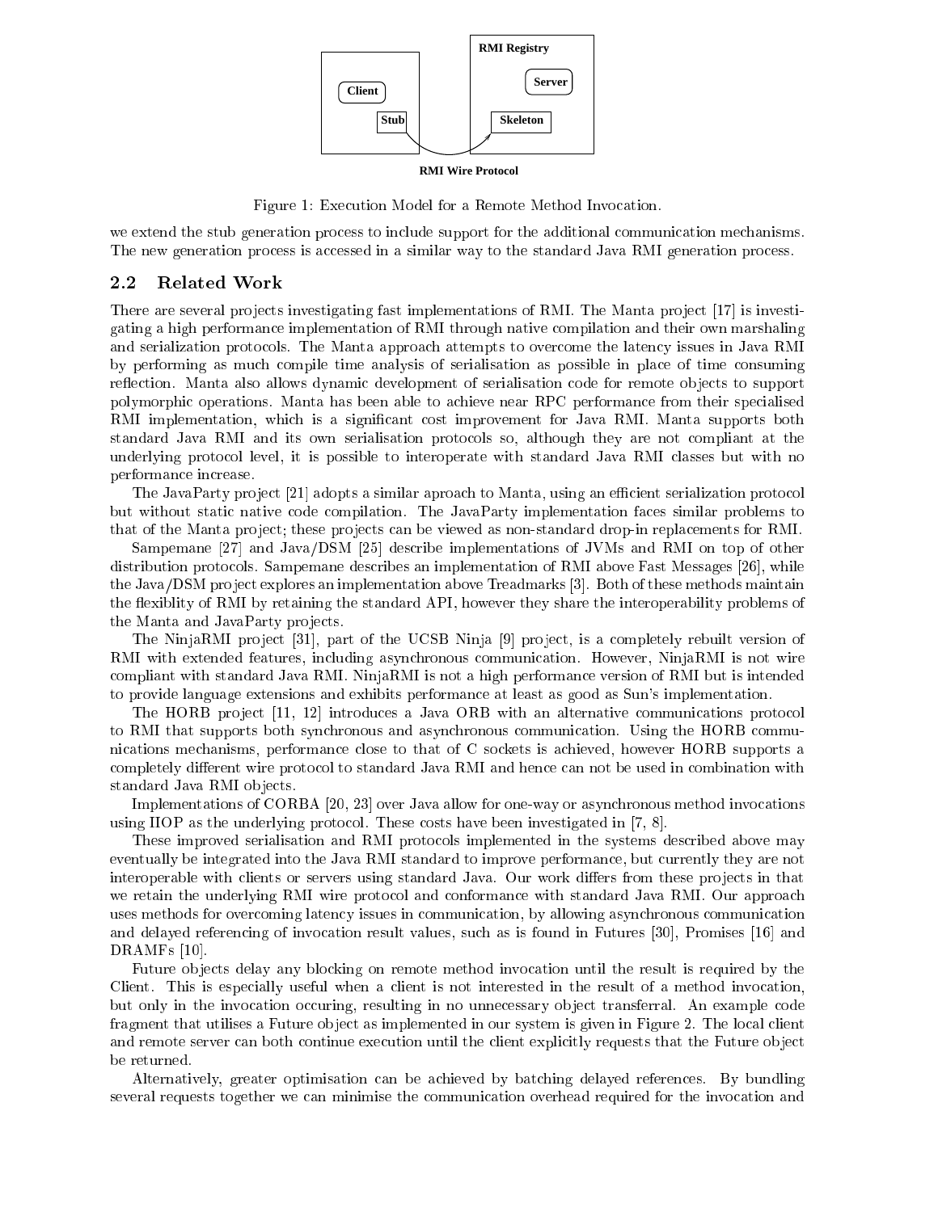Figure 1: Execution Model for a Remote Method Invocation.

we extend the stub generation process to include support for the additional communication mechanisms. The new generation process is accessed in a similar way to the standard Java RMI generation process.

## 2.2 Related Work

There are several projects investigating fast implementations of RMI. The Manta project [17] is investigating a high performance implementation of RMI through native compilation and their own marshaling and serialization protocols. The Manta approach attempts to overcome the latency issues in Java RMI by performing as much compile time analysis of serialisation as possible in place of time consuming reflection. Manta also allows dynamic development of serialisation code for remote objects to support polymorphic operations. Manta has been able to achieve near RPC performance from their specialised RMI implementation, which is a significant cost improvement for Java RMI. Manta supports both standard Java RMI and its own serialisation protocols so, although they are not compliant at the underlying protocol level, it is possible to interoperate with standard Java RMI classes but with no performance increase.

The JavaParty project [21] adopts a similar aproach to Manta, using an efficient serialization protocol but without static native code compilation. The JavaParty implementation faces similar problems to that of the Manta project; these projects can be viewed as non-standard drop-in replacements for RMI.

Sampemane [27] and Java/DSM [25] describe implementations of JVMs and RMI on top of other distribution protocols. Sampemane describes an implementation of RMI above Fast Messages [26], while the Java/DSM project explores an implementation above Treadmarks [3]. Both of these methods maintain the flexiblity of RMI by retaining the standard API, however they share the interoperability problems of the Manta and JavaParty projects.

The NinjaRMI project [31], part of the UCSB Ninja [9] project, is a completely rebuilt version of RMI with extended features, including asynchronous communication. However, NinjaRMI is not wire compliant with standard Java RMI. NinjaRMI is not a high performance version of RMI but is intended to provide language extensions and exhibits performance at least as good as Sun's implementation.

The HORB project [11, 12] introduces a Java ORB with an alternative communications protocol to RMI that supports both synchronous and asynchronous communication. Using the HORB communications mechanisms, performance close to that of C sockets is achieved, however HORB supports a completely different wire protocol to standard Java RMI and hence can not be used in combination with standard Java RMI objects.

Implementations of CORBA [20, 23] over Java allow for one-way or asynchronous method invocations using IIOP as the underlying protocol. These costs have been investigated in [7, 8].

These improved serialisation and RMI protocols implemented in the systems described above may eventually be integrated into the Java RMI standard to improve performance, but currently they are not interoperable with clients or servers using standard Java. Our work differs from these projects in that we retain the underlying RMI wire protocol and conformance with standard Java RMI. Our approach uses methods for overcoming latency issues in communication, by allowing asynchronous communication and delayed referencing of invocation result values, such as is found in Futures [30], Promises [16] and DRAMFs [10].

Future objects delay any blocking on remote method invocation until the result is required by the Client. This is especially useful when a client is not interested in the result of a method invocation, but only in the invocation occuring, resulting in no unnecessary object transferral. An example code fragment that utilises a Future object as implemented in our system is given in Figure 2. The local client and remote server can both continue execution until the client explicitly requests that the Future object be returned.

Alternatively, greater optimisation can be achieved by batching delayed references. By bundling several requests together we can minimise the communication overhead required for the invocation and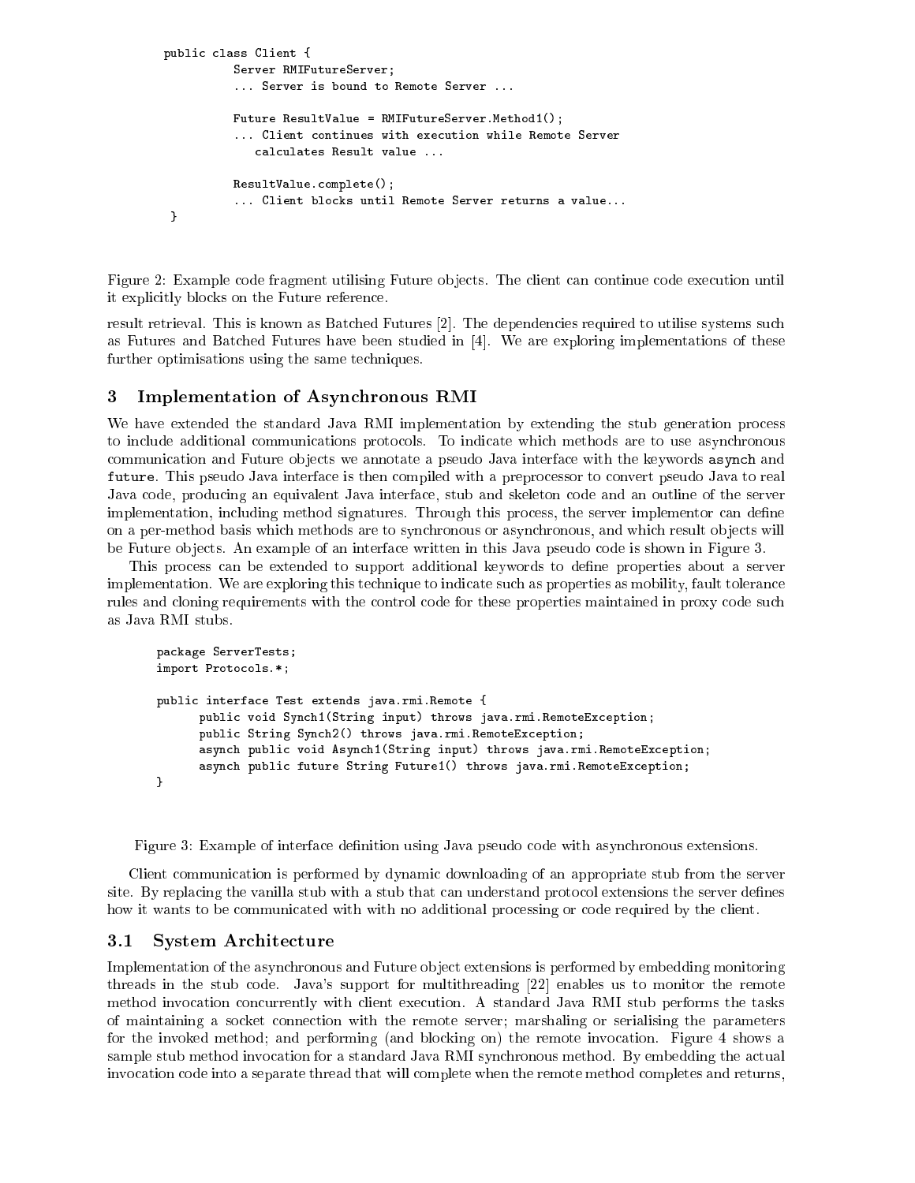```
public class Client {
          Server RMIFutureServer;
          ... Server is bound to Remote Server ...

          Future ResultValue = RMIFutureServer.Method1();
          ... Client continues with execution while Remote Server
             calculates Result value ...

          ResultValue.complete();
          ... Client blocks until Remote Server returns a value...
 }
```

Figure 2: Example code fragment utilising Future objects. The client can continue code execution until it explicitly blocks on the Future reference.

result retrieval. This is known as Batched Futures [2]. The dependencies required to utilise systems such as Futures and Batched Futures have been studied in [4]. We are exploring implementations of these further optimisations using the same techniques.

## 3 Implementation of Asynchronous RMI

We have extended the standard Java RMI implementation by extending the stub generation process to include additional communications protocols. To indicate which methods are to use asynchronous communication and Future objects we annotate a pseudo Java interface with the keywords `asynch` and `future`. This pseudo Java interface is then compiled with a preprocessor to convert pseudo Java to real Java code, producing an equivalent Java interface, stub and skeleton code and an outline of the server implementation, including method signatures. Through this process, the server implementor can define on a per-method basis which methods are to synchronous or asynchronous, and which result objects will be Future objects. An example of an interface written in this Java pseudo code is shown in Figure 3.

This process can be extended to support additional keywords to define properties about a server implementation. We are exploring this technique to indicate such as properties as mobility, fault tolerance rules and cloning requirements with the control code for these properties maintained in proxy code such as Java RMI stubs.

```
package ServerTests;
import Protocols.*;

public interface Test extends java.rmi.Remote {
      public void Synch1(String input) throws java.rmi.RemoteException;
      public String Synch2() throws java.rmi.RemoteException;
      asynch public void Asynch1(String input) throws java.rmi.RemoteException;
      asynch public future String Future1() throws java.rmi.RemoteException;
}
```

Figure 3: Example of interface definition using Java pseudo code with asynchronous extensions.

Client communication is performed by dynamic downloading of an appropriate stub from the server site. By replacing the vanilla stub with a stub that can understand protocol extensions the server defines how it wants to be communicated with with no additional processing or code required by the client.

### 3.1 System Architecture

Implementation of the asynchronous and Future object extensions is performed by embedding monitoring threads in the stub code. Java's support for multithreading [22] enables us to monitor the remote method invocation concurrently with client execution. A standard Java RMI stub performs the tasks of maintaining a socket connection with the remote server; marshaling or serialising the parameters for the invoked method; and performing (and blocking on) the remote invocation. Figure 4 shows a sample stub method invocation for a standard Java RMI synchronous method. By embedding the actual invocation code into a separate thread that will complete when the remote method completes and returns,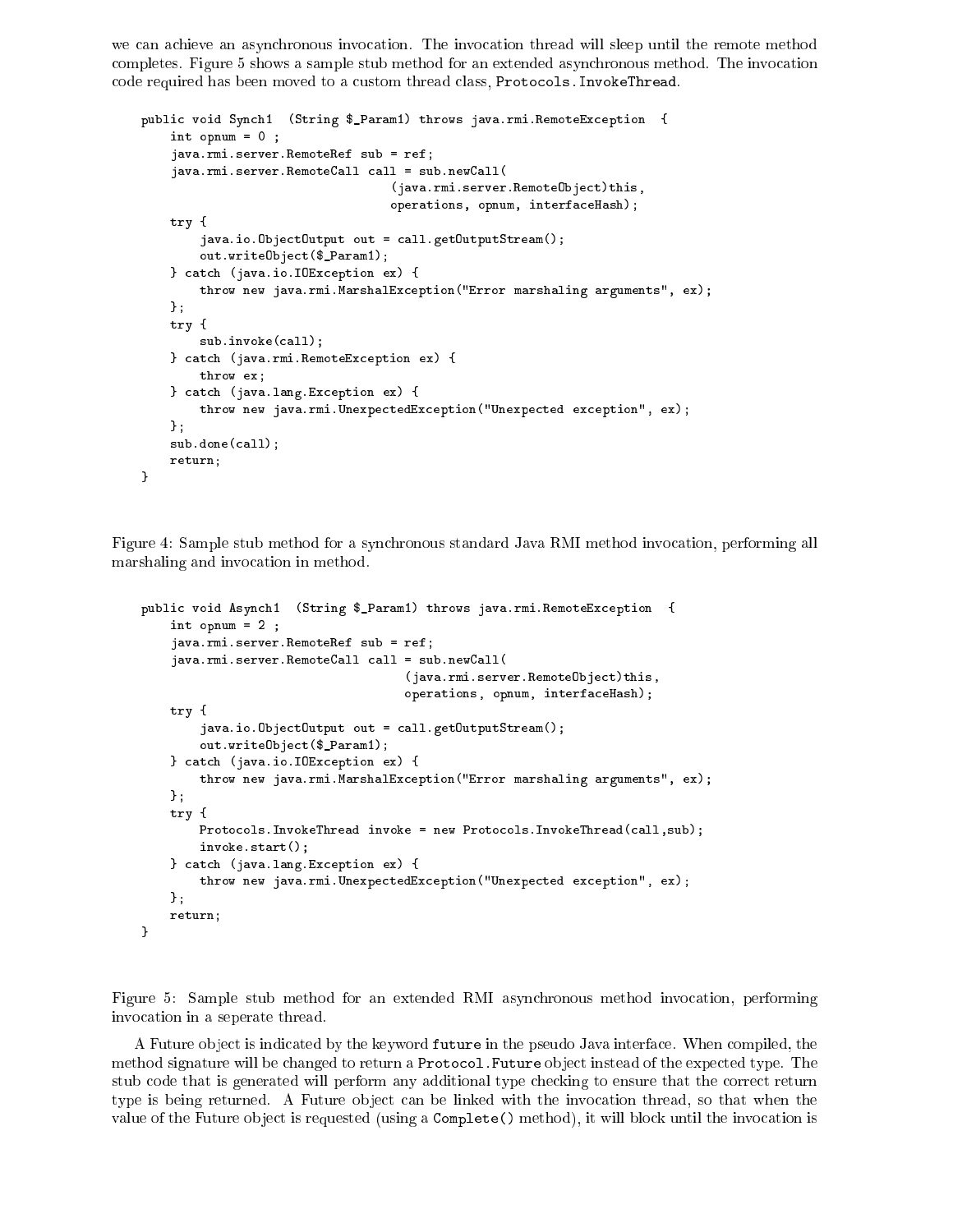we can achieve an asynchronous invocation. The invocation thread will sleep until the remote method completes. Figure 5 shows a sample stub method for an extended asynchronous method. The invocation code required has been moved to a custom thread class, `Protocols.InvokeThread`.

```
public void Synch1  (String $_Param1) throws java.rmi.RemoteException  {
    int opnum = 0 ;
    java.rmi.server.RemoteRef sub = ref;
    java.rmi.server.RemoteCall call = sub.newCall(
                                  (java.rmi.server.RemoteObject)this,
                                  operations, opnum, interfaceHash);
    try {
        java.io.ObjectOutput out = call.getOutputStream();
        out.writeObject($_Param1);
    } catch (java.io.IOException ex) {
        throw new java.rmi.MarshalException("Error marshaling arguments", ex);
    };
    try {
        sub.invoke(call);
    } catch (java.rmi.RemoteException ex) {
        throw ex;
    } catch (java.lang.Exception ex) {
        throw new java.rmi.UnexpectedException("Unexpected exception", ex);
    };
    sub.done(call);
    return;
}
```

Figure 4: Sample stub method for a synchronous standard Java RMI method invocation, performing all marshaling and invocation in method.

```
public void Asynch1  (String $_Param1) throws java.rmi.RemoteException  {
    int opnum = 2 ;
    java.rmi.server.RemoteRef sub = ref;
    java.rmi.server.RemoteCall call = sub.newCall(
                                    (java.rmi.server.RemoteObject)this,
                                    operations, opnum, interfaceHash);
    try {
        java.io.ObjectOutput out = call.getOutputStream();
        out.writeObject($_Param1);
    } catch (java.io.IOException ex) {
        throw new java.rmi.MarshalException("Error marshaling arguments", ex);
    };
    try {
        Protocols.InvokeThread invoke = new Protocols.InvokeThread(call,sub);
        invoke.start();
    } catch (java.lang.Exception ex) {
        throw new java.rmi.UnexpectedException("Unexpected exception", ex);
    };
    return;
}
```

Figure 5: Sample stub method for an extended RMI asynchronous method invocation, performing invocation in a seperate thread.

A Future object is indicated by the keyword `future` in the pseudo Java interface. When compiled, the method signature will be changed to return a `Protocol.Future` object instead of the expected type. The stub code that is generated will perform any additional type checking to ensure that the correct return type is being returned. A Future object can be linked with the invocation thread, so that when the value of the Future object is requested (using a `Complete()` method), it will block until the invocation is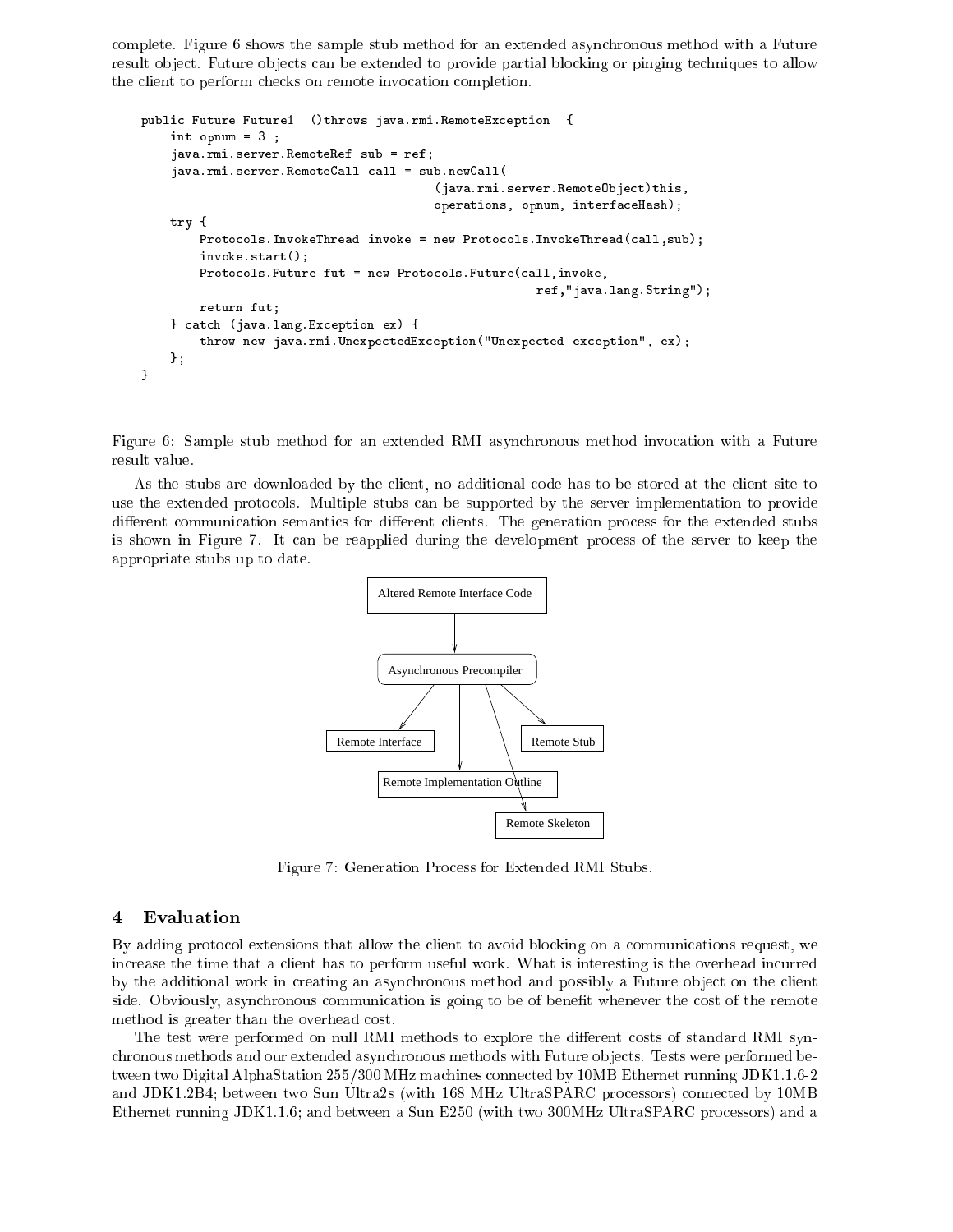complete. Figure 6 shows the sample stub method for an extended asynchronous method with a Future result object. Future objects can be extended to provide partial blocking or pinging techniques to allow the client to perform checks on remote invocation completion.

```
public Future Future1  ()throws java.rmi.RemoteException  {
    int opnum = 3 ;
    java.rmi.server.RemoteRef sub = ref;
    java.rmi.server.RemoteCall call = sub.newCall(
                                    (java.rmi.server.RemoteObject)this,
                                    operations, opnum, interfaceHash);
    try {
        Protocols.InvokeThread invoke = new Protocols.InvokeThread(call,sub);
        invoke.start();
        Protocols.Future fut = new Protocols.Future(call,invoke,
                                                 ref,"java.lang.String");
        return fut;
    } catch (java.lang.Exception ex) {
        throw new java.rmi.UnexpectedException("Unexpected exception", ex);
    };
}
```

Figure 6: Sample stub method for an extended RMI asynchronous method invocation with a Future result value.

As the stubs are downloaded by the client, no additional code has to be stored at the client site to use the extended protocols. Multiple stubs can be supported by the server implementation to provide different communication semantics for different clients. The generation process for the extended stubs is shown in Figure 7. It can be reapplied during the development process of the server to keep the appropriate stubs up to date.

Altered Remote Interface Code

Asynchronous Precompiler

Remote Interface

Remote Stub

Remote Implementation Outline

Remote Skeleton

Figure 7: Generation Process for Extended RMI Stubs.

## 4 Evaluation

By adding protocol extensions that allow the client to avoid blocking on a communications request, we increase the time that a client has to perform useful work. What is interesting is the overhead incurred by the additional work in creating an asynchronous method and possibly a Future object on the client side. Obviously, asynchronous communication is going to be of benefit whenever the cost of the remote method is greater than the overhead cost.

The test were performed on null RMI methods to explore the different costs of standard RMI synchronous methods and our extended asynchronous methods with Future objects. Tests were performed between two Digital AlphaStation 255/300 MHz machines connected by 10MB Ethernet running JDK1.1.6-2 and JDK1.2B4; between two Sun Ultra2s (with 168 MHz UltraSPARC processors) connected by 10MB Ethernet running JDK1.1.6; and between a Sun E250 (with two 300MHz UltraSPARC processors) and a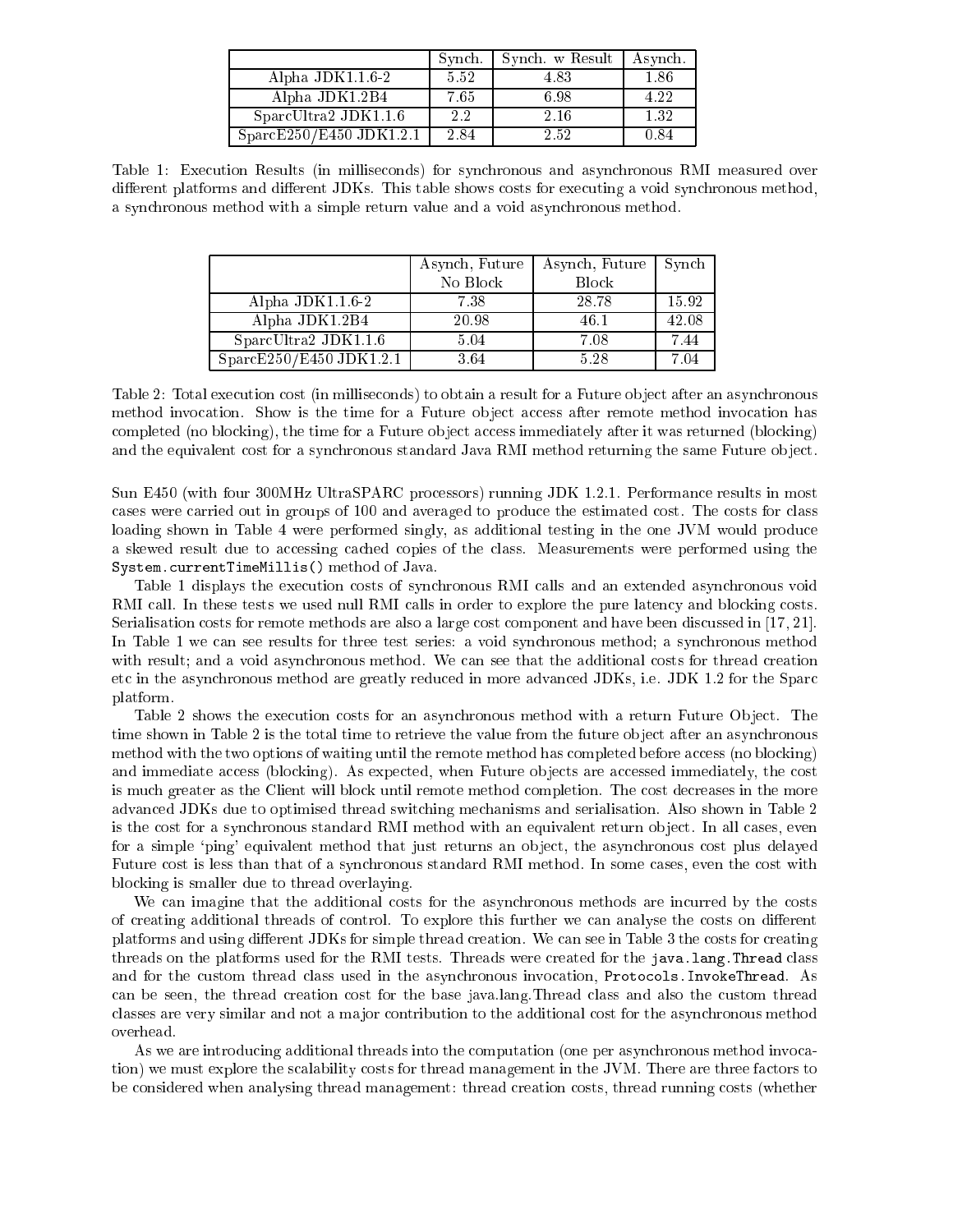| | Synch. | Synch. w Result | Asynch. |
|---|---|---|---|
| Alpha JDK1.1.6-2 | 5.52 | 4.83 | 1.86 |
| Alpha JDK1.2B4 | 7.65 | 6.98 | 4.22 |
| SparcUltra2 JDK1.1.6 | 2.2 | 2.16 | 1.32 |
| SparcE250/E450 JDK1.2.1 | 2.84 | 2.52 | 0.84 |

Table 1: Execution Results (in milliseconds) for synchronous and asynchronous RMI measured over different platforms and different JDKs. This table shows costs for executing a void synchronous method, a synchronous method with a simple return value and a void asynchronous method.

| | Asynch, Future No Block | Asynch, Future Block | Synch |
|---|---|---|---|
| Alpha JDK1.1.6-2 | 7.38 | 28.78 | 15.92 |
| Alpha JDK1.2B4 | 20.98 | 46.1 | 42.08 |
| SparcUltra2 JDK1.1.6 | 5.04 | 7.08 | 7.44 |
| SparcE250/E450 JDK1.2.1 | 3.64 | 5.28 | 7.04 |

Table 2: Total execution cost (in milliseconds) to obtain a result for a Future object after an asynchronous method invocation. Show is the time for a Future object access after remote method invocation has completed (no blocking), the time for a Future object access immediately after it was returned (blocking) and the equivalent cost for a synchronous standard Java RMI method returning the same Future object.

Sun E450 (with four 300MHz UltraSPARC processors) running JDK 1.2.1. Performance results in most cases were carried out in groups of 100 and averaged to produce the estimated cost. The costs for class loading shown in Table 4 were performed singly, as additional testing in the one JVM would produce a skewed result due to accessing cached copies of the class. Measurements were performed using the `System.currentTimeMillis()` method of Java.

Table 1 displays the execution costs of synchronous RMI calls and an extended asynchronous void RMI call. In these tests we used null RMI calls in order to explore the pure latency and blocking costs. Serialisation costs for remote methods are also a large cost component and have been discussed in [17, 21]. In Table 1 we can see results for three test series: a void synchronous method; a synchronous method with result; and a void asynchronous method. We can see that the additional costs for thread creation etc in the asynchronous method are greatly reduced in more advanced JDKs, i.e. JDK 1.2 for the Sparc platform.

Table 2 shows the execution costs for an asynchronous method with a return Future Object. The time shown in Table 2 is the total time to retrieve the value from the future object after an asynchronous method with the two options of waiting until the remote method has completed before access (no blocking) and immediate access (blocking). As expected, when Future objects are accessed immediately, the cost is much greater as the Client will block until remote method completion. The cost decreases in the more advanced JDKs due to optimised thread switching mechanisms and serialisation. Also shown in Table 2 is the cost for a synchronous standard RMI method with an equivalent return object. In all cases, even for a simple 'ping' equivalent method that just returns an object, the asynchronous cost plus delayed Future cost is less than that of a synchronous standard RMI method. In some cases, even the cost with blocking is smaller due to thread overlaying.

We can imagine that the additional costs for the asynchronous methods are incurred by the costs of creating additional threads of control. To explore this further we can analyse the costs on different platforms and using different JDKs for simple thread creation. We can see in Table 3 the costs for creating threads on the platforms used for the RMI tests. Threads were created for the `java.lang.Thread` class and for the custom thread class used in the asynchronous invocation, `Protocols.InvokeThread`. As can be seen, the thread creation cost for the base java.lang.Thread class and also the custom thread classes are very similar and not a major contribution to the additional cost for the asynchronous method overhead.

As we are introducing additional threads into the computation (one per asynchronous method invocation) we must explore the scalability costs for thread management in the JVM. There are three factors to be considered when analysing thread management: thread creation costs, thread running costs (whether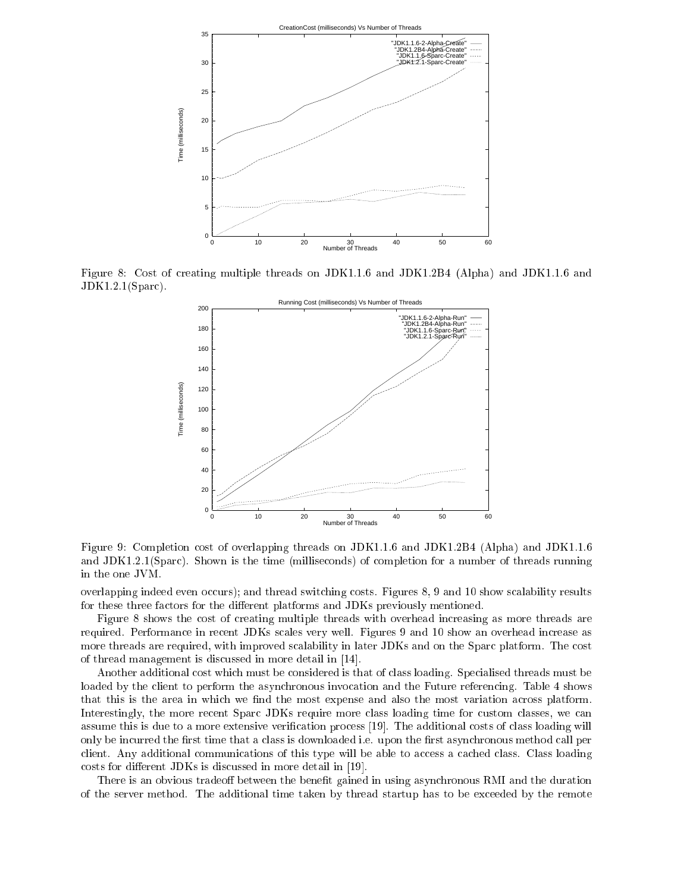Figure 8: Cost of creating multiple threads on JDK1.1.6 and JDK1.2B4 (Alpha) and JDK1.1.6 and JDK1.2.1(Sparc).

Figure 9: Completion cost of overlapping threads on JDK1.1.6 and JDK1.2B4 (Alpha) and JDK1.1.6 and JDK1.2.1(Sparc). Shown is the time (milliseconds) of completion for a number of threads running in the one JVM.

overlapping indeed even occurs); and thread switching costs. Figures 8, 9 and 10 show scalability results for these three factors for the different platforms and JDKs previously mentioned.

Figure 8 shows the cost of creating multiple threads with overhead increasing as more threads are required. Performance in recent JDKs scales very well. Figures 9 and 10 show an overhead increase as more threads are required, with improved scalability in later JDKs and on the Sparc platform. The cost of thread management is discussed in more detail in [14].

Another additional cost which must be considered is that of class loading. Specialised threads must be loaded by the client to perform the asynchronous invocation and the Future referencing. Table 4 shows that this is the area in which we find the most expense and also the most variation across platform. Interestingly, the more recent Sparc JDKs require more class loading time for custom classes, we can assume this is due to a more extensive verification process [19]. The additional costs of class loading will only be incurred the first time that a class is downloaded i.e. upon the first asynchronous method call per client. Any additional communications of this type will be able to access a cached class. Class loading costs for different JDKs is discussed in more detail in [19].

There is an obvious tradeoff between the benefit gained in using asynchronous RMI and the duration of the server method. The additional time taken by thread startup has to be exceeded by the remote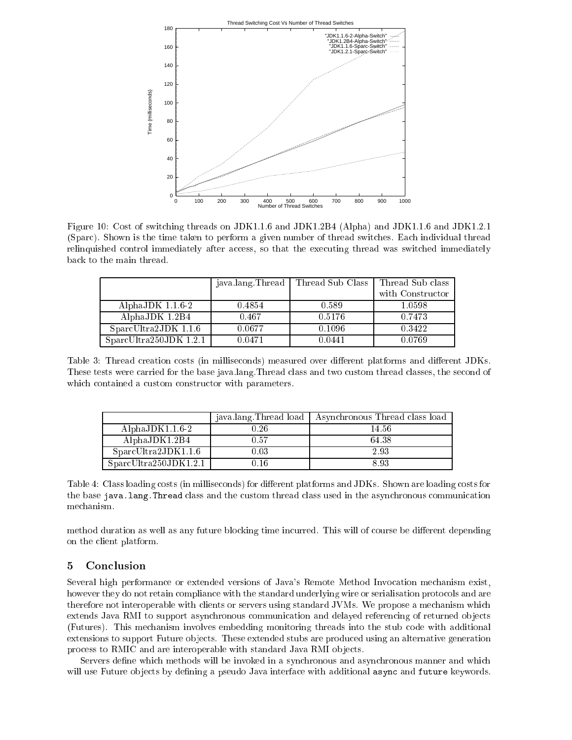Figure 10: Cost of switching threads on JDK1.1.6 and JDK1.2B4 (Alpha) and JDK1.1.6 and JDK1.2.1 (Sparc). Shown is the time taken to perform a given number of thread switches. Each individual thread relinquished control immediately after access, so that the executing thread was switched immediately back to the main thread.

| | java.lang.Thread | Thread Sub Class | Thread Sub class with Constructor |
|---|---|---|---|
| AlphaJDK 1.1.6-2 | 0.4854 | 0.589 | 1.0598 |
| AlphaJDK 1.2B4 | 0.467 | 0.5176 | 0.7473 |
| SparcUltra2JDK 1.1.6 | 0.0677 | 0.1096 | 0.3422 |
| SparcUltra250JDK 1.2.1 | 0.0471 | 0.0441 | 0.0769 |

Table 3: Thread creation costs (in milliseconds) measured over different platforms and different JDKs. These tests were carried for the base java.lang.Thread class and two custom thread classes, the second of which contained a custom constructor with parameters.

| | java.lang.Thread load | Asynchronous Thread class load |
|---|---|---|
| AlphaJDK1.1.6-2 | 0.26 | 14.56 |
| AlphaJDK1.2B4 | 0.57 | 64.38 |
| SparcUltra2JDK1.1.6 | 0.03 | 2.93 |
| SparcUltra250JDK1.2.1 | 0.16 | 8.93 |

Table 4: Class loading costs (in milliseconds) for different platforms and JDKs. Shown are loading costs for the base `java.lang.Thread` class and the custom thread class used in the asynchronous communication mechanism.

method duration as well as any future blocking time incurred. This will of course be different depending on the client platform.

## 5 Conclusion

Several high performance or extended versions of Java's Remote Method Invocation mechanism exist, however they do not retain compliance with the standard underlying wire or serialisation protocols and are therefore not interoperable with clients or servers using standard JVMs. We propose a mechanism which extends Java RMI to support asynchronous communication and delayed referencing of returned objects (Futures). This mechanism involves embedding monitoring threads into the stub code with additional extensions to support Future objects. These extended stubs are produced using an alternative generation process to RMIC and are interoperable with standard Java RMI objects.

Servers define which methods will be invoked in a synchronous and asynchronous manner and which will use Future objects by defining a pseudo Java interface with additional `async` and `future` keywords.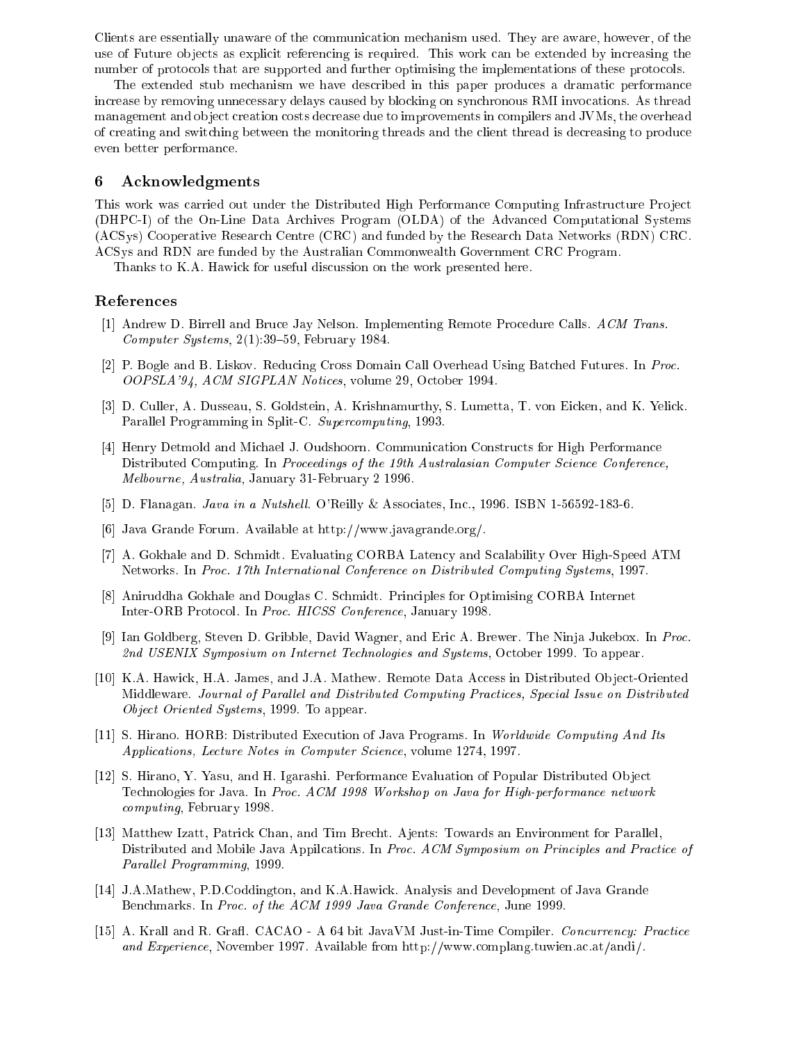Clients are essentially unaware of the communication mechanism used. They are aware, however, of the use of Future objects as explicit referencing is required. This work can be extended by increasing the number of protocols that are supported and further optimising the implementations of these protocols.

The extended stub mechanism we have described in this paper produces a dramatic performance increase by removing unnecessary delays caused by blocking on synchronous RMI invocations. As thread management and object creation costs decrease due to improvements in compilers and JVMs, the overhead of creating and switching between the monitoring threads and the client thread is decreasing to produce even better performance.

## 6 Acknowledgments

This work was carried out under the Distributed High Performance Computing Infrastructure Project (DHPC-I) of the On-Line Data Archives Program (OLDA) of the Advanced Computational Systems (ACSys) Cooperative Research Centre (CRC) and funded by the Research Data Networks (RDN) CRC. ACSys and RDN are funded by the Australian Commonwealth Government CRC Program.

Thanks to K.A. Hawick for useful discussion on the work presented here.

## References

[1] Andrew D. Birrell and Bruce Jay Nelson. Implementing Remote Procedure Calls. *ACM Trans. Computer Systems*, 2(1):39–59, February 1984.

[2] P. Bogle and B. Liskov. Reducing Cross Domain Call Overhead Using Batched Futures. In *Proc. OOPSLA'94, ACM SIGPLAN Notices*, volume 29, October 1994.

[3] D. Culler, A. Dusseau, S. Goldstein, A. Krishnamurthy, S. Lumetta, T. von Eicken, and K. Yelick. Parallel Programming in Split-C. *Supercomputing*, 1993.

[4] Henry Detmold and Michael J. Oudshoorn. Communication Constructs for High Performance Distributed Computing. In *Proceedings of the 19th Australasian Computer Science Conference, Melbourne, Australia*, January 31-February 2 1996.

[5] D. Flanagan. *Java in a Nutshell*. O'Reilly & Associates, Inc., 1996. ISBN 1-56592-183-6.

[6] Java Grande Forum. Available at http://www.javagrande.org/.

[7] A. Gokhale and D. Schmidt. Evaluating CORBA Latency and Scalability Over High-Speed ATM Networks. In *Proc. 17th International Conference on Distributed Computing Systems*, 1997.

[8] Aniruddha Gokhale and Douglas C. Schmidt. Principles for Optimising CORBA Internet Inter-ORB Protocol. In *Proc. HICSS Conference*, January 1998.

[9] Ian Goldberg, Steven D. Gribble, David Wagner, and Eric A. Brewer. The Ninja Jukebox. In *Proc. 2nd USENIX Symposium on Internet Technologies and Systems*, October 1999. To appear.

[10] K.A. Hawick, H.A. James, and J.A. Mathew. Remote Data Access in Distributed Object-Oriented Middleware. *Journal of Parallel and Distributed Computing Practices, Special Issue on Distributed Object Oriented Systems*, 1999. To appear.

[11] S. Hirano. HORB: Distributed Execution of Java Programs. In *Worldwide Computing And Its Applications, Lecture Notes in Computer Science*, volume 1274, 1997.

[12] S. Hirano, Y. Yasu, and H. Igarashi. Performance Evaluation of Popular Distributed Object Technologies for Java. In *Proc. ACM 1998 Workshop on Java for High-performance network computing*, February 1998.

[13] Matthew Izatt, Patrick Chan, and Tim Brecht. Ajents: Towards an Environment for Parallel, Distributed and Mobile Java Appilcations. In *Proc. ACM Symposium on Principles and Practice of Parallel Programming*, 1999.

[14] J.A.Mathew, P.D.Coddington, and K.A.Hawick. Analysis and Development of Java Grande Benchmarks. In *Proc. of the ACM 1999 Java Grande Conference*, June 1999.

[15] A. Krall and R. Grafl. CACAO - A 64 bit JavaVM Just-in-Time Compiler. *Concurrency: Practice and Experience*, November 1997. Available from http://www.complang.tuwien.ac.at/andi/.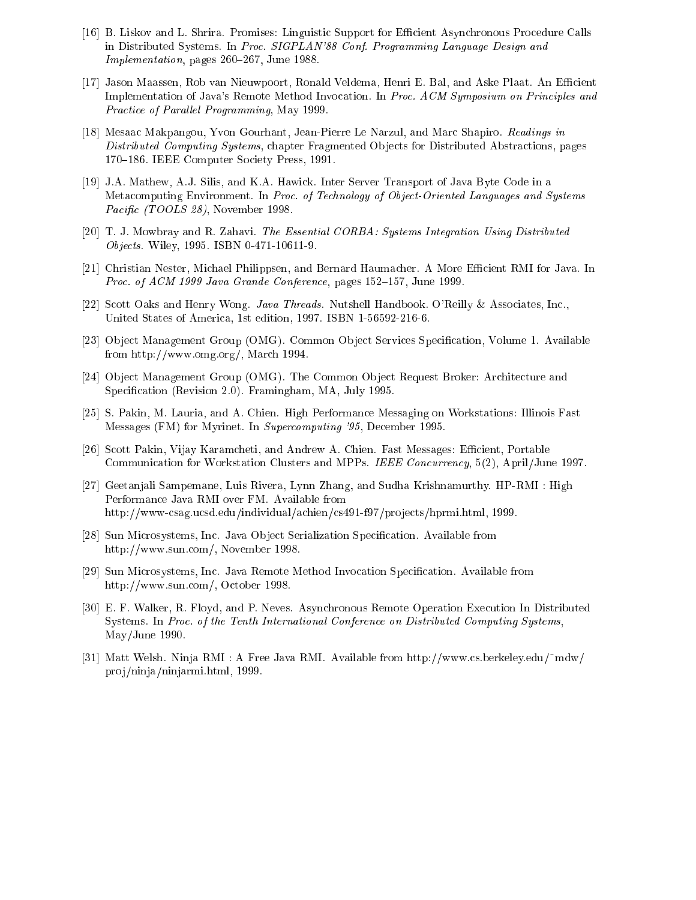[16] B. Liskov and L. Shrira. Promises: Linguistic Support for Efficient Asynchronous Procedure Calls in Distributed Systems. In *Proc. SIGPLAN'88 Conf. Programming Language Design and Implementation*, pages 260–267, June 1988.

[17] Jason Maassen, Rob van Nieuwpoort, Ronald Veldema, Henri E. Bal, and Aske Plaat. An Efficient Implementation of Java's Remote Method Invocation. In *Proc. ACM Symposium on Principles and Practice of Parallel Programming*, May 1999.

[18] Mesaac Makpangou, Yvon Gourhant, Jean-Pierre Le Narzul, and Marc Shapiro. *Readings in Distributed Computing Systems*, chapter Fragmented Objects for Distributed Abstractions, pages 170–186. IEEE Computer Society Press, 1991.

[19] J.A. Mathew, A.J. Silis, and K.A. Hawick. Inter Server Transport of Java Byte Code in a Metacomputing Environment. In *Proc. of Technology of Object-Oriented Languages and Systems Pacific (TOOLS 28)*, November 1998.

[20] T. J. Mowbray and R. Zahavi. *The Essential CORBA: Systems Integration Using Distributed Objects*. Wiley, 1995. ISBN 0-471-10611-9.

[21] Christian Nester, Michael Philippsen, and Bernard Haumacher. A More Efficient RMI for Java. In *Proc. of ACM 1999 Java Grande Conference*, pages 152–157, June 1999.

[22] Scott Oaks and Henry Wong. *Java Threads*. Nutshell Handbook. O'Reilly & Associates, Inc., United States of America, 1st edition, 1997. ISBN 1-56592-216-6.

[23] Object Management Group (OMG). Common Object Services Specification, Volume 1. Available from http://www.omg.org/, March 1994.

[24] Object Management Group (OMG). The Common Object Request Broker: Architecture and Specification (Revision 2.0). Framingham, MA, July 1995.

[25] S. Pakin, M. Lauria, and A. Chien. High Performance Messaging on Workstations: Illinois Fast Messages (FM) for Myrinet. In *Supercomputing '95*, December 1995.

[26] Scott Pakin, Vijay Karamcheti, and Andrew A. Chien. Fast Messages: Efficient, Portable Communication for Workstation Clusters and MPPs. *IEEE Concurrency*, 5(2), April/June 1997.

[27] Geetanjali Sampemane, Luis Rivera, Lynn Zhang, and Sudha Krishnamurthy. HP-RMI : High Performance Java RMI over FM. Available from http://www-csag.ucsd.edu/individual/achien/cs491-f97/projects/hprmi.html, 1999.

[28] Sun Microsystems, Inc. Java Object Serialization Specification. Available from http://www.sun.com/, November 1998.

[29] Sun Microsystems, Inc. Java Remote Method Invocation Specification. Available from http://www.sun.com/, October 1998.

[30] E. F. Walker, R. Floyd, and P. Neves. Asynchronous Remote Operation Execution In Distributed Systems. In *Proc. of the Tenth International Conference on Distributed Computing Systems*, May/June 1990.

[31] Matt Welsh. Ninja RMI : A Free Java RMI. Available from http://www.cs.berkeley.edu/~mdw/proj/ninja/ninjarmi.html, 1999.